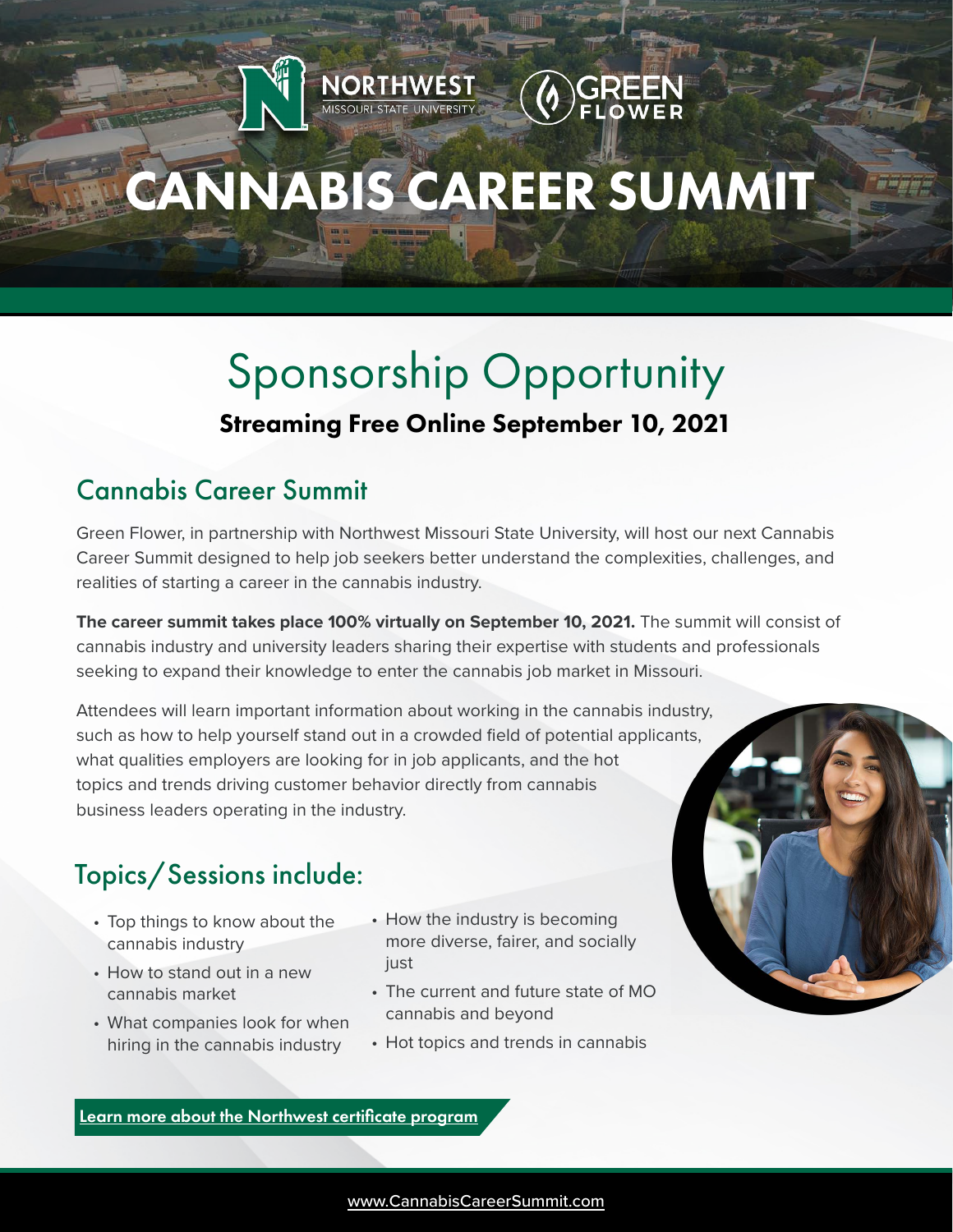NORTHWEST MISSOURI STATE UNIVERSITY

GREEN FLOWER

# CANNABIS CAREER SUMMIT

# Sponsorship Opportunity

**Streaming Free Online September 10, 2021**

## Cannabis Career Summit

Green Flower, in partnership with Northwest Missouri State University, will host our next Cannabis Career Summit designed to help job seekers better understand the complexities, challenges, and realities of starting a career in the cannabis industry.

**The career summit takes place 100% virtually on September 10, 2021.** The summit will consist of cannabis industry and university leaders sharing their expertise with students and professionals seeking to expand their knowledge to enter the cannabis job market in Missouri.

Attendees will learn important information about working in the cannabis industry, such as how to help yourself stand out in a crowded field of potential applicants, what qualities employers are looking for in job applicants, and the hot topics and trends driving customer behavior directly from cannabis business leaders operating in the industry.

## Topics/Sessions include:

- Top things to know about the cannabis industry
- How to stand out in a new cannabis market
- What companies look for when hiring in the cannabis industry
- How the industry is becoming more diverse, fairer, and socially just
- The current and future state of MO cannabis and beyond
- Hot topics and trends in cannabis

Learn more about the Northwest certificate program

www.CannabisCareerSummit.com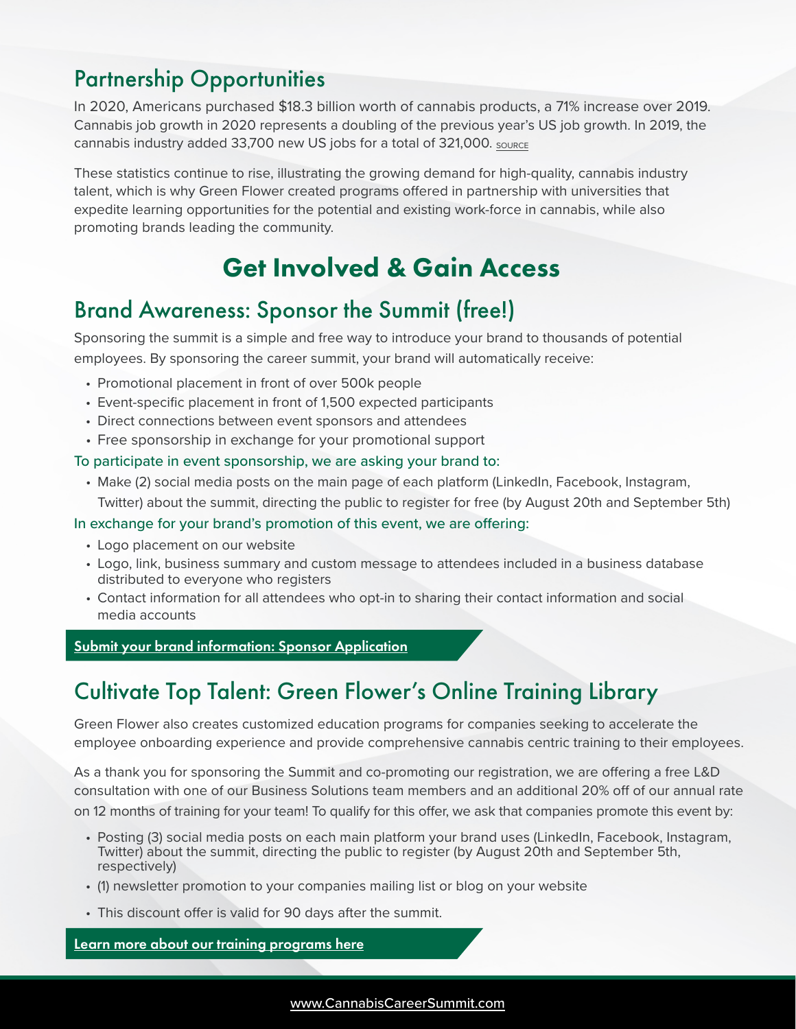## Partnership Opportunities

In 2020, Americans purchased $18.3 billion worth of cannabis products, a 71% increase over 2019. Cannabis job growth in 2020 represents a doubling of the previous year's US job growth. In 2019, the cannabis industry added 33,700 new US jobs for a total of 321,000. SOURCE

These statistics continue to rise, illustrating the growing demand for high-quality, cannabis industry talent, which is why Green Flower created programs offered in partnership with universities that expedite learning opportunities for the potential and existing work-force in cannabis, while also promoting brands leading the community.

# Get Involved & Gain Access

## Brand Awareness: Sponsor the Summit (free!)

Sponsoring the summit is a simple and free way to introduce your brand to thousands of potential employees. By sponsoring the career summit, your brand will automatically receive:

- Promotional placement in front of over 500k people
- Event-specific placement in front of 1,500 expected participants
- Direct connections between event sponsors and attendees
- Free sponsorship in exchange for your promotional support

To participate in event sponsorship, we are asking your brand to:

- Make (2) social media posts on the main page of each platform (LinkedIn, Facebook, Instagram, Twitter) about the summit, directing the public to register for free (by August 20th and September 5th)

In exchange for your brand's promotion of this event, we are offering:

- Logo placement on our website
- Logo, link, business summary and custom message to attendees included in a business database distributed to everyone who registers
- Contact information for all attendees who opt-in to sharing their contact information and social media accounts

**Submit your brand information: Sponsor Application**

## Cultivate Top Talent: Green Flower's Online Training Library

Green Flower also creates customized education programs for companies seeking to accelerate the employee onboarding experience and provide comprehensive cannabis centric training to their employees.

As a thank you for sponsoring the Summit and co-promoting our registration, we are offering a free L&D consultation with one of our Business Solutions team members and an additional 20% off of our annual rate on 12 months of training for your team! To qualify for this offer, we ask that companies promote this event by:

- Posting (3) social media posts on each main platform your brand uses (LinkedIn, Facebook, Instagram, Twitter) about the summit, directing the public to register (by August 20th and September 5th, respectively)
- (1) newsletter promotion to your companies mailing list or blog on your website
- This discount offer is valid for 90 days after the summit.

**Learn more about our training programs here**

www.CannabisCareerSummit.com